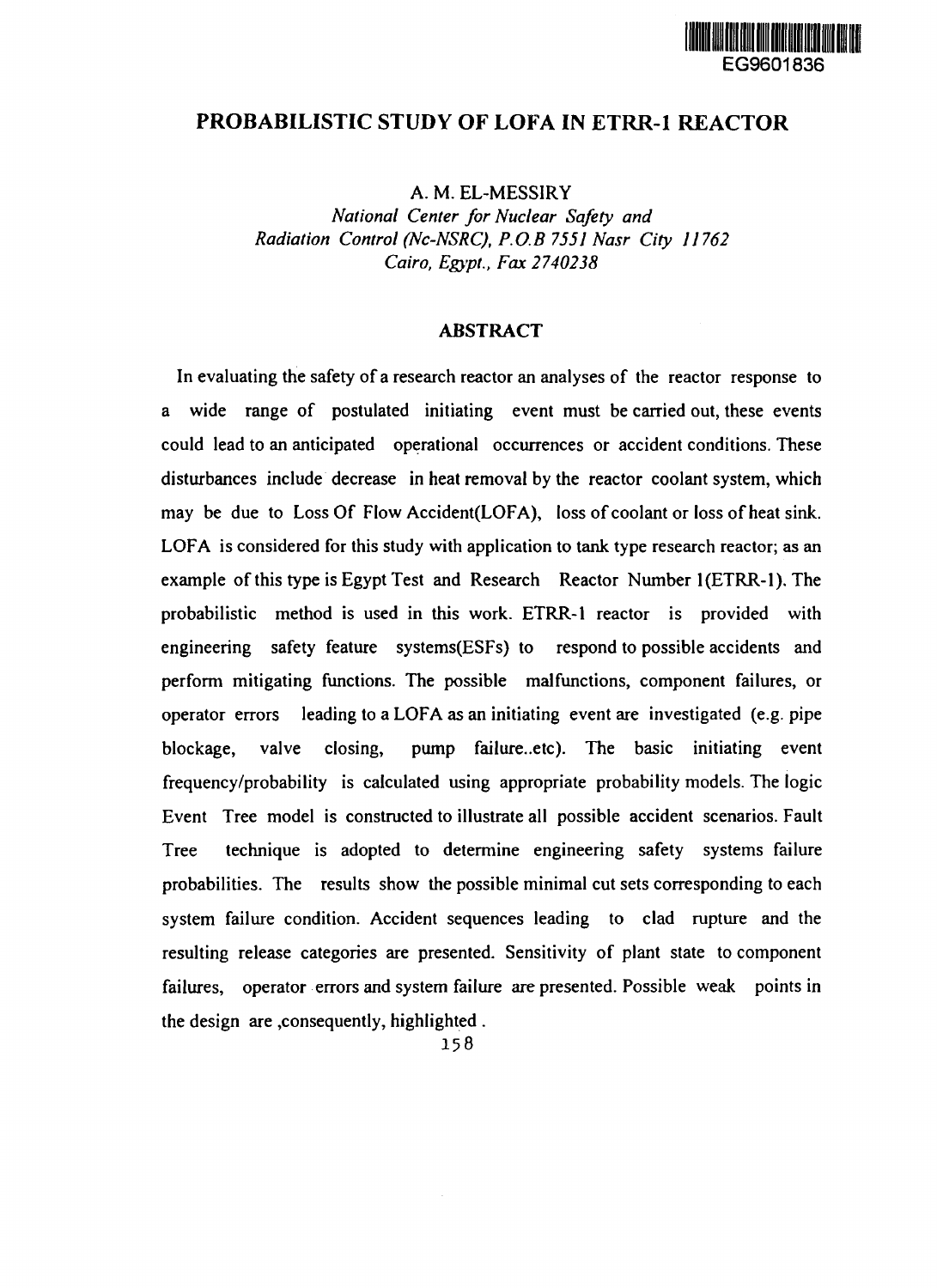EG9601836

# PROBABILISTIC STUDY OF LOFA IN ETRR-1 REACTOR

A. M. EL-MESSIRY

*National Center for Nuclear Safety and Radiation Control (Nc-NSRC), P.O.B 7551 Nasr City 11762 Cairo, Egypt., Fax 2740238*

## ABSTRACT

In evaluating the safety of a research reactor an analyses of the reactor response to a wide range of postulated initiating event must be carried out, these events could lead to an anticipated operational occurrences or accident conditions. These disturbances include decrease in heat removal by the reactor coolant system, which may be due to Loss Of Flow Accident(LOFA), loss of coolant or loss of heat sink. LOFA is considered for this study with application to tank type research reactor; as an example of this type is Egypt Test and Research Reactor Number 1(ETRR-1). The probabilistic method is used in this work. ETRR-1 reactor is provided with engineering safety feature systems(ESFs) to respond to possible accidents and perform mitigating functions. The possible malfunctions, component failures, or operator errors leading to a LOFA as an initiating event are investigated (e.g. pipe blockage, valve closing, pump failure..etc). The basic initiating event frequency/probability is calculated using appropriate probability models. The logic Event Tree model is constructed to illustrate all possible accident scenarios. Fault Tree technique is adopted to determine engineering safety systems failure probabilities. The results show the possible minimal cut sets corresponding to each system failure condition. Accident sequences leading to clad rupture and the resulting release categories are presented. Sensitivity of plant state to component failures, operator errors and system failure are presented. Possible weak points in the design are ,consequently, highlighted .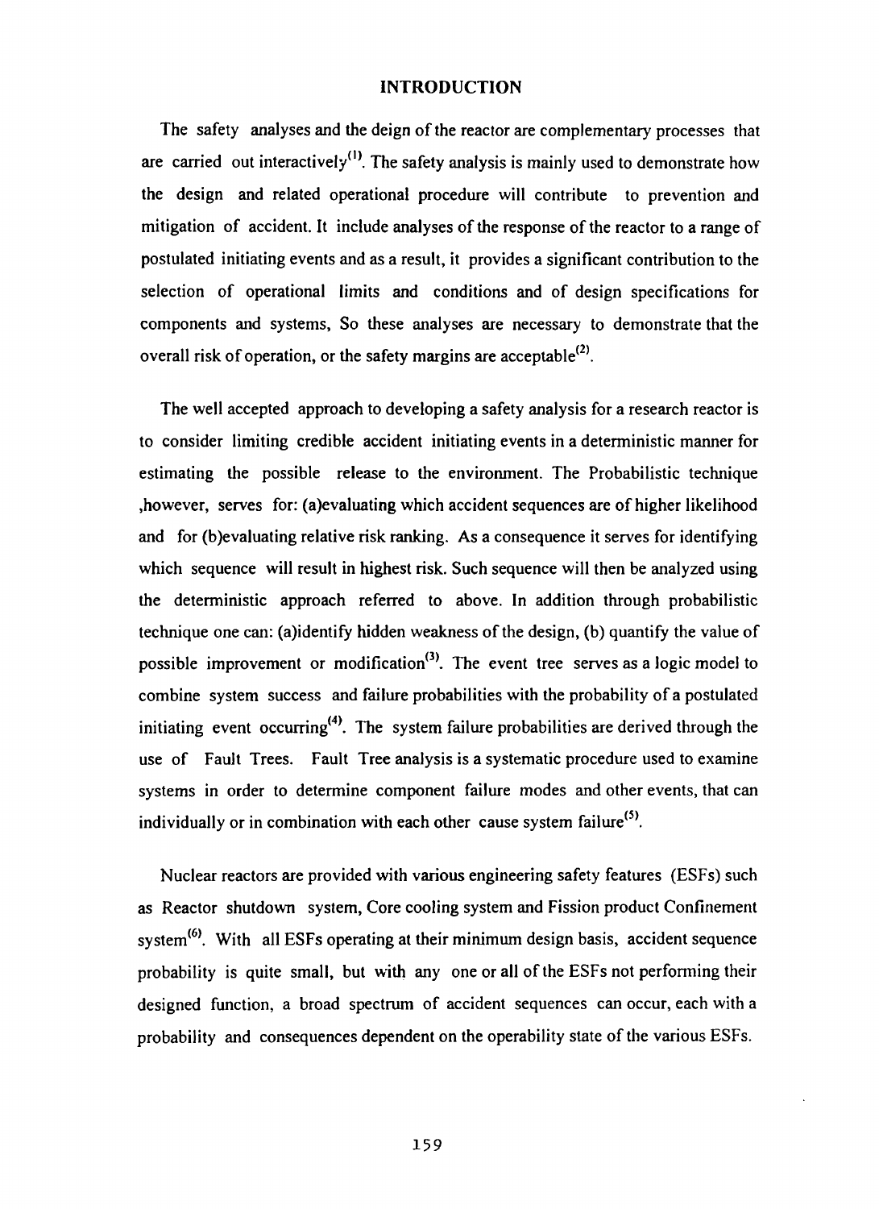# INTRODUCTION

The safety analyses and the deign of the reactor are complementary processes that are carried out interactively[1]. The safety analysis is mainly used to demonstrate how the design and related operational procedure will contribute to prevention and mitigation of accident. It include analyses of the response of the reactor to a range of postulated initiating events and as a result, it provides a significant contribution to the selection of operational limits and conditions and of design specifications for components and systems, So these analyses are necessary to demonstrate that the overall risk of operation, or the safety margins are acceptable[2].

The well accepted approach to developing a safety analysis for a research reactor is to consider limiting credible accident initiating events in a deterministic manner for estimating the possible release to the environment. The Probabilistic technique ,however, serves for: (a)evaluating which accident sequences are of higher likelihood and for (b)evaluating relative risk ranking. As a consequence it serves for identifying which sequence will result in highest risk. Such sequence will then be analyzed using the deterministic approach referred to above. In addition through probabilistic technique one can: (a)identify hidden weakness of the design, (b) quantify the value of possible improvement or modification[3]. The event tree serves as a logic model to combine system success and failure probabilities with the probability of a postulated initiating event occurring[4]. The system failure probabilities are derived through the use of Fault Trees. Fault Tree analysis is a systematic procedure used to examine systems in order to determine component failure modes and other events, that can individually or in combination with each other cause system failure[5].

Nuclear reactors are provided with various engineering safety features (ESFs) such as Reactor shutdown system, Core cooling system and Fission product Confinement system[6]. With all ESFs operating at their minimum design basis, accident sequence probability is quite small, but with any one or all of the ESFs not performing their designed function, a broad spectrum of accident sequences can occur, each with a probability and consequences dependent on the operability state of the various ESFs.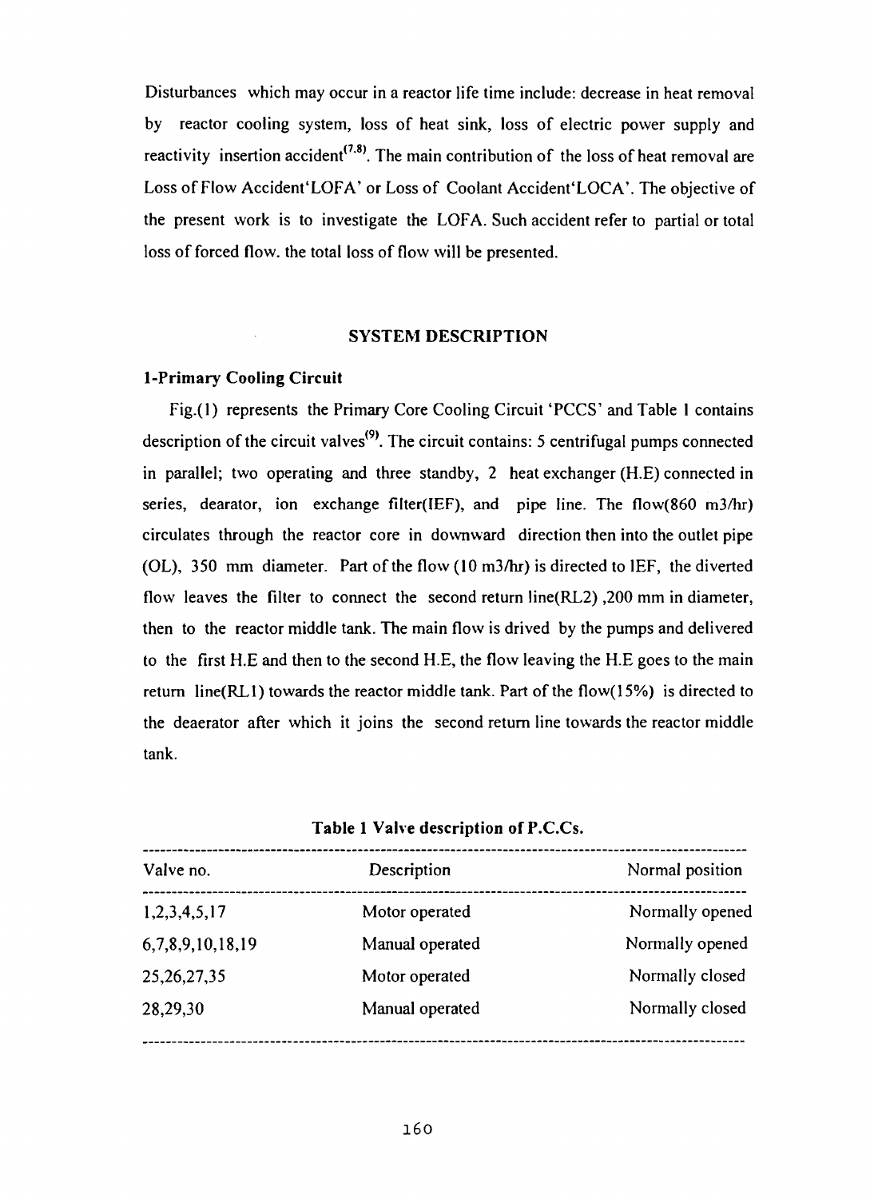Disturbances which may occur in a reactor life time include: decrease in heat removal by reactor cooling system, loss of heat sink, loss of electric power supply and reactivity insertion accident[7,8]. The main contribution of the loss of heat removal are Loss of Flow Accident'LOFA' or Loss of Coolant Accident'LOCA'. The objective of the present work is to investigate the LOFA. Such accident refer to partial or total loss of forced flow. the total loss of flow will be presented.

## SYSTEM DESCRIPTION

### 1-Primary Cooling Circuit

Fig.(1) represents the Primary Core Cooling Circuit 'PCCS' and Table 1 contains description of the circuit valves[9]. The circuit contains: 5 centrifugal pumps connected in parallel; two operating and three standby, 2 heat exchanger (H.E) connected in series, dearator, ion exchange filter(IEF), and pipe line. The flow(860 m3/hr) circulates through the reactor core in downward direction then into the outlet pipe (OL), 350 mm diameter. Part of the flow (10 m3/hr) is directed to IEF, the diverted flow leaves the filter to connect the second return line(RL2) ,200 mm in diameter, then to the reactor middle tank. The main flow is drived by the pumps and delivered to the first H.E and then to the second H.E, the flow leaving the H.E goes to the main return line(RL1) towards the reactor middle tank. Part of the flow(15%) is directed to the deaerator after which it joins the second return line towards the reactor middle tank.

**Table 1 Valve description of P.C.Cs.**

| Valve no. | Description | Normal position |
|---|---|---|
| 1,2,3,4,5,17 | Motor operated | Normally opened |
| 6,7,8,9,10,18,19 | Manual operated | Normally opened |
| 25,26,27,35 | Motor operated | Normally closed |
| 28,29,30 | Manual operated | Normally closed |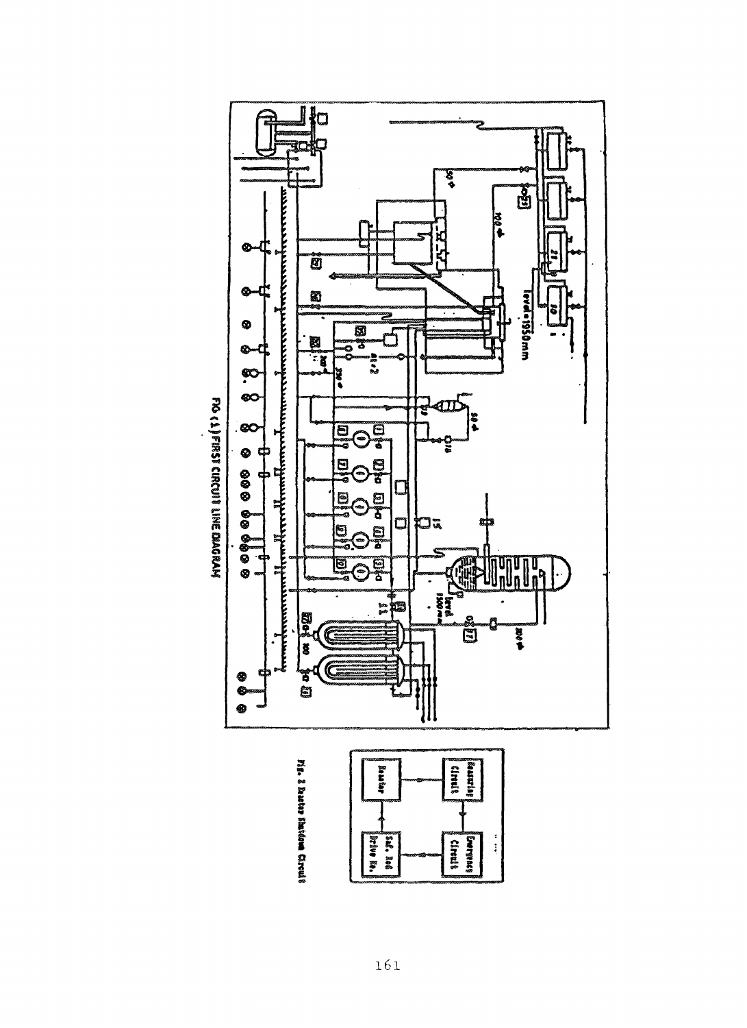FIG. (1) FIRST CIRCUIT LINE DIAGRAM

Fig. 2 Reactor Shutdown Circuit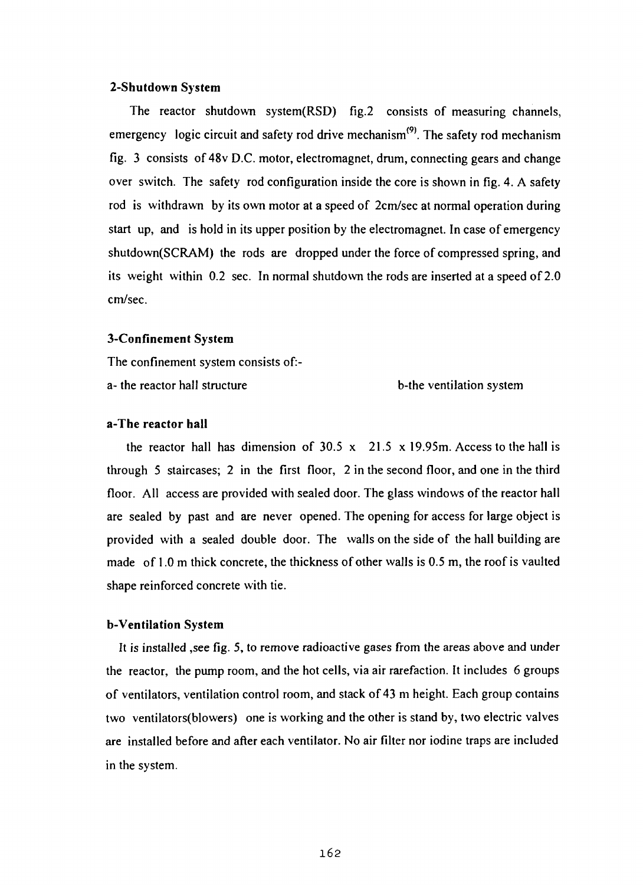### 2-Shutdown System

The reactor shutdown system(RSD) fig.2 consists of measuring channels, emergency logic circuit and safety rod drive mechanism[9]. The safety rod mechanism fig. 3 consists of 48v D.C. motor, electromagnet, drum, connecting gears and change over switch. The safety rod configuration inside the core is shown in fig. 4. A safety rod is withdrawn by its own motor at a speed of 2cm/sec at normal operation during start up, and is hold in its upper position by the electromagnet. In case of emergency shutdown(SCRAM) the rods are dropped under the force of compressed spring, and its weight within 0.2 sec. In normal shutdown the rods are inserted at a speed of 2.0 cm/sec.

### 3-Confinement System

The confinement system consists of:-

a- the reactor hall structure

b-the ventilation system

### a-The reactor hall

the reactor hall has dimension of 30.5 x 21.5 x 19.95m. Access to the hall is through 5 staircases; 2 in the first floor, 2 in the second floor, and one in the third floor. All access are provided with sealed door. The glass windows of the reactor hall are sealed by past and are never opened. The opening for access for large object is provided with a sealed double door. The walls on the side of the hall building are made of 1.0 m thick concrete, the thickness of other walls is 0.5 m, the roof is vaulted shape reinforced concrete with tie.

### b-Ventilation System

It is installed ,see fig. 5, to remove radioactive gases from the areas above and under the reactor, the pump room, and the hot cells, via air rarefaction. It includes 6 groups of ventilators, ventilation control room, and stack of 43 m height. Each group contains two ventilators(blowers) one is working and the other is stand by, two electric valves are installed before and after each ventilator. No air filter nor iodine traps are included in the system.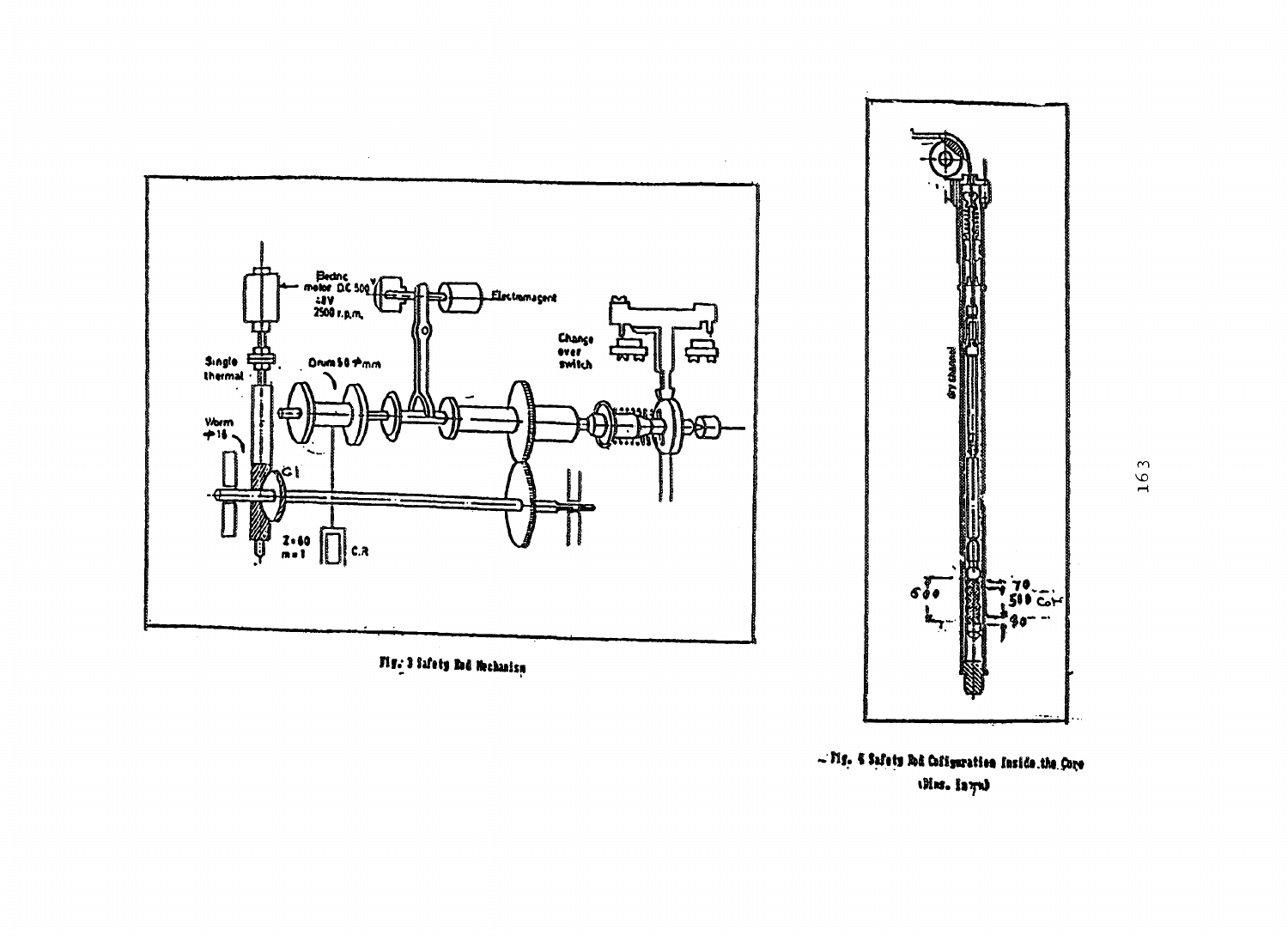Fig. 3 Safety Rod Mechanism

Fig. 4 Safety Rod Configuration Inside the Core (Dims. in mm)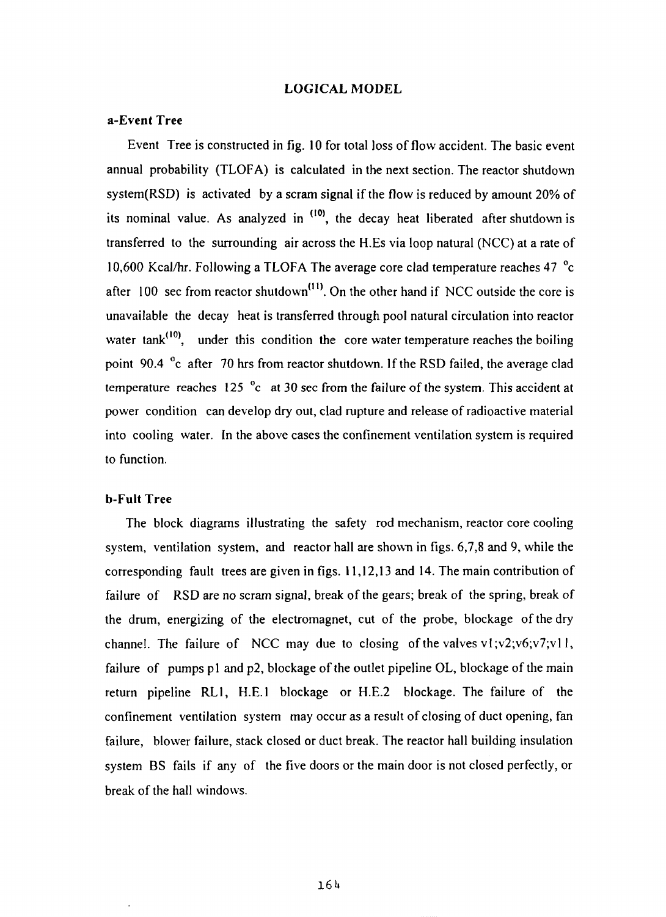## LOGICAL MODEL

### a-Event Tree

Event Tree is constructed in fig. 10 for total loss of flow accident. The basic event annual probability (TLOFA) is calculated in the next section. The reactor shutdown system(RSD) is activated by a scram signal if the flow is reduced by amount 20% of its nominal value. As analyzed in [10], the decay heat liberated after shutdown is transferred to the surrounding air across the H.Es via loop natural (NCC) at a rate of 10,600 Kcal/hr. Following a TLOFA The average core clad temperature reaches 47 °c after 100 sec from reactor shutdown[11]. On the other hand if NCC outside the core is unavailable the decay heat is transferred through pool natural circulation into reactor water tank[10], under this condition the core water temperature reaches the boiling point 90.4 °c after 70 hrs from reactor shutdown. If the RSD failed, the average clad temperature reaches 125 °c at 30 sec from the failure of the system. This accident at power condition can develop dry out, clad rupture and release of radioactive material into cooling water. In the above cases the confinement ventilation system is required to function.

### b-Fult Tree

The block diagrams illustrating the safety rod mechanism, reactor core cooling system, ventilation system, and reactor hall are shown in figs. 6,7,8 and 9, while the corresponding fault trees are given in figs. 11,12,13 and 14. The main contribution of failure of RSD are no scram signal, break of the gears; break of the spring, break of the drum, energizing of the electromagnet, cut of the probe, blockage of the dry channel. The failure of NCC may due to closing of the valves v1;v2;v6;v7;v11, failure of pumps p1 and p2, blockage of the outlet pipeline OL, blockage of the main return pipeline RL1, H.E.1 blockage or H.E.2 blockage. The failure of the confinement ventilation system may occur as a result of closing of duct opening, fan failure, blower failure, stack closed or duct break. The reactor hall building insulation system BS fails if any of the five doors or the main door is not closed perfectly, or break of the hall windows.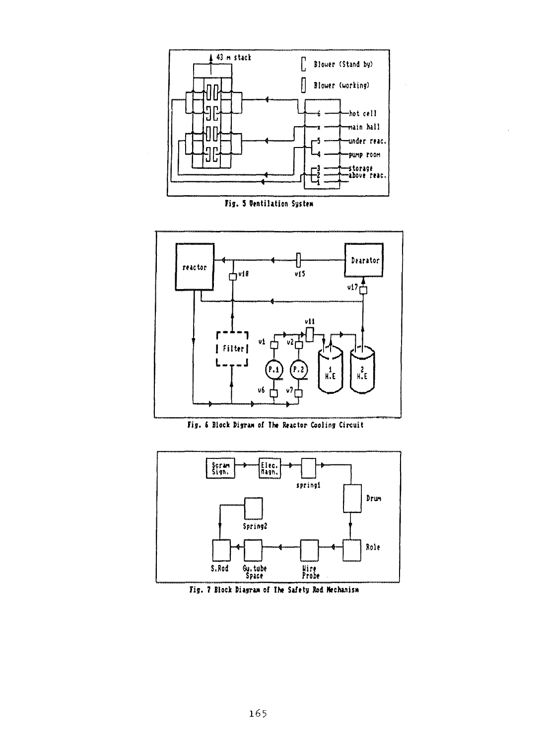Fig. 5 Ventilation System

Fig. 6 Block Digram of The Reactor Cooling Circuit

Fig. 7 Block Diagram of The Safety Rod Mechanism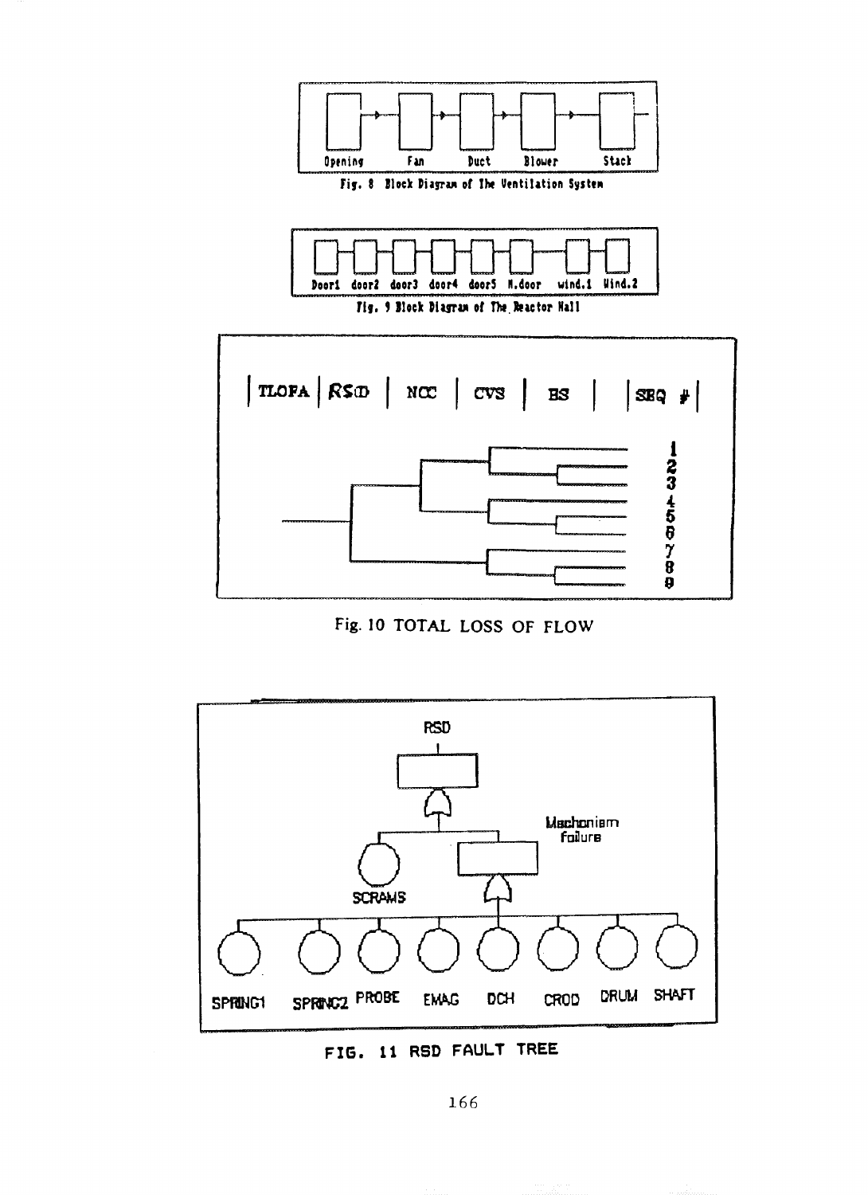Opening Fan Duct Blower Stack

Fig. 8 Block Diagram of The Ventilation System

Door1 door2 door3 door4 door5 M.door wind.1 Wind.2

Fig. 9 Block Diagram of The Reactor Hall

| TLOFA | RSD | NCC | CVS | BS | | SEQ # |

1
2
3
4
5
6
7
8
9

Fig. 10 TOTAL LOSS OF FLOW

RSD

Mechanism failure

SCRAMS

SPRING1 SPRING2 PROBE EMAG DCH CROD DRUM SHAFT

FIG. 11 RSD FAULT TREE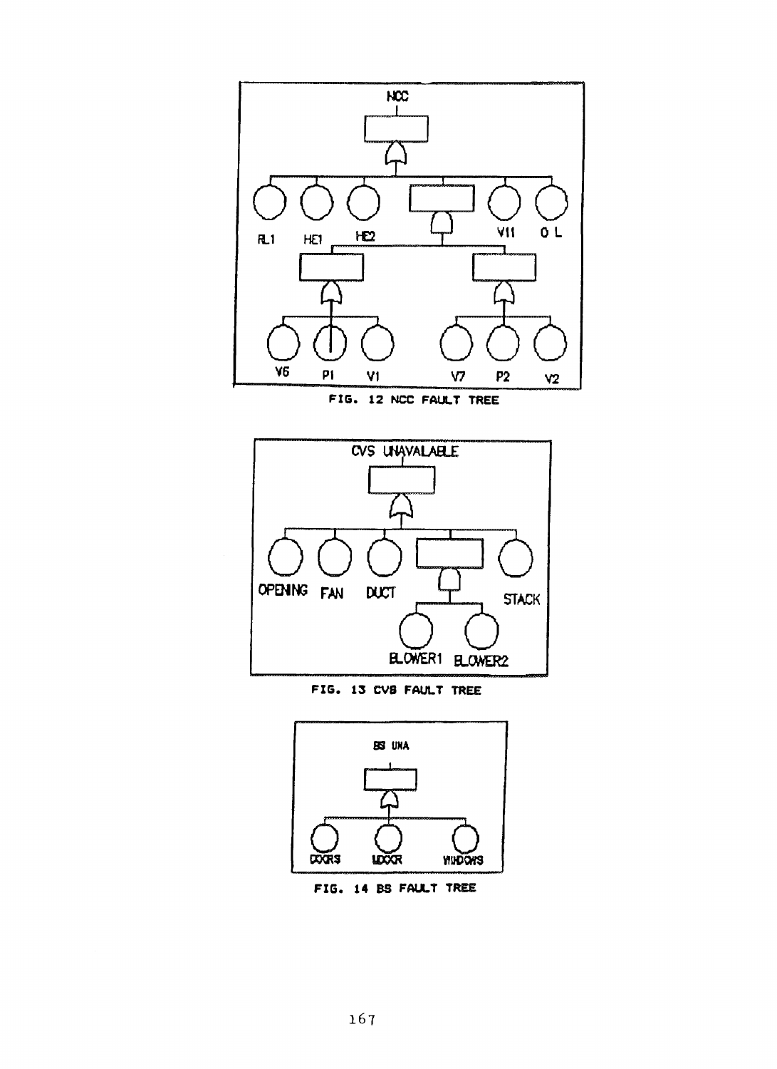FIG. 12 NCC FAULT TREE

FIG. 13 CVS FAULT TREE

FIG. 14 BS FAULT TREE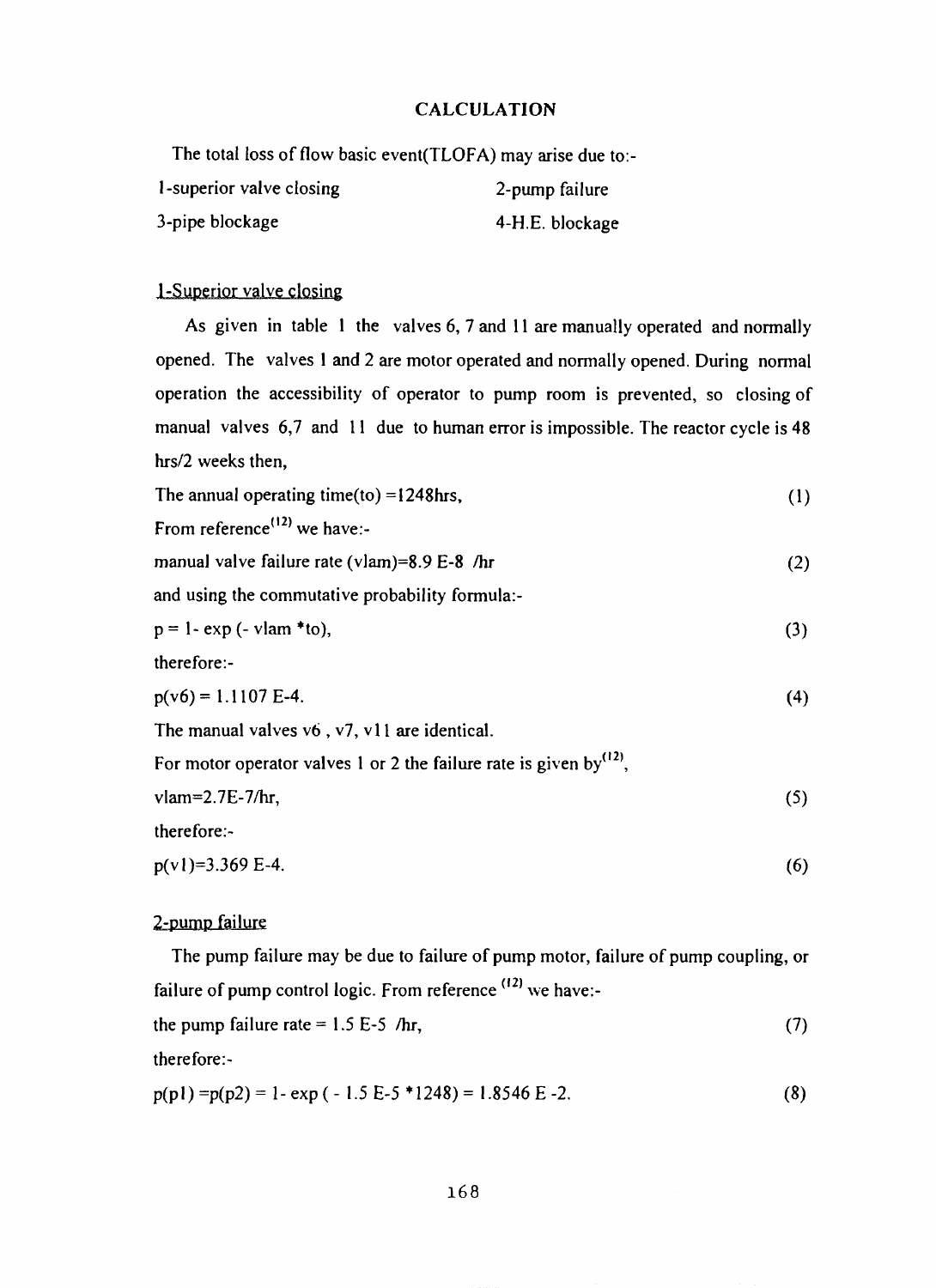## CALCULATION

The total loss of flow basic event(TLOFA) may arise due to:-

| | |
|---|---|
| 1-superior valve closing | 2-pump failure |
| 3-pipe blockage | 4-H.E. blockage |

### 1-Superior valve closing

As given in table 1 the valves 6, 7 and 11 are manually operated and normally opened. The valves 1 and 2 are motor operated and normally opened. During normal operation the accessibility of operator to pump room is prevented, so closing of manual valves 6,7 and 11 due to human error is impossible. The reactor cycle is 48 hrs/2 weeks then,

The annual operating time(to) =1248hrs, (1)

From reference[12] we have:-

manual valve failure rate (vlam)=8.9 E-8 /hr (2)

and using the commutative probability formula:-

$$p = 1 - \exp(-\text{vlam} * \text{to}), \quad (3)$$

therefore:-

$$p(v6) = 1.1107 \text{ E-4}. \quad (4)$$

The manual valves v6 , v7, v11 are identical.

For motor operator valves 1 or 2 the failure rate is given by[12],

vlam=2.7E-7/hr, (5)

therefore:-

$$p(v1)=3.369 \text{ E-4}. \quad (6)$$

### 2-pump failure

The pump failure may be due to failure of pump motor, failure of pump coupling, or failure of pump control logic. From reference [12] we have:-

the pump failure rate = 1.5 E-5 /hr, (7)

therefore:-

$$p(p1) = p(p2) = 1 - \exp(-1.5\text{E-5} * 1248) = 1.8546 \text{ E-2}. \quad (8)$$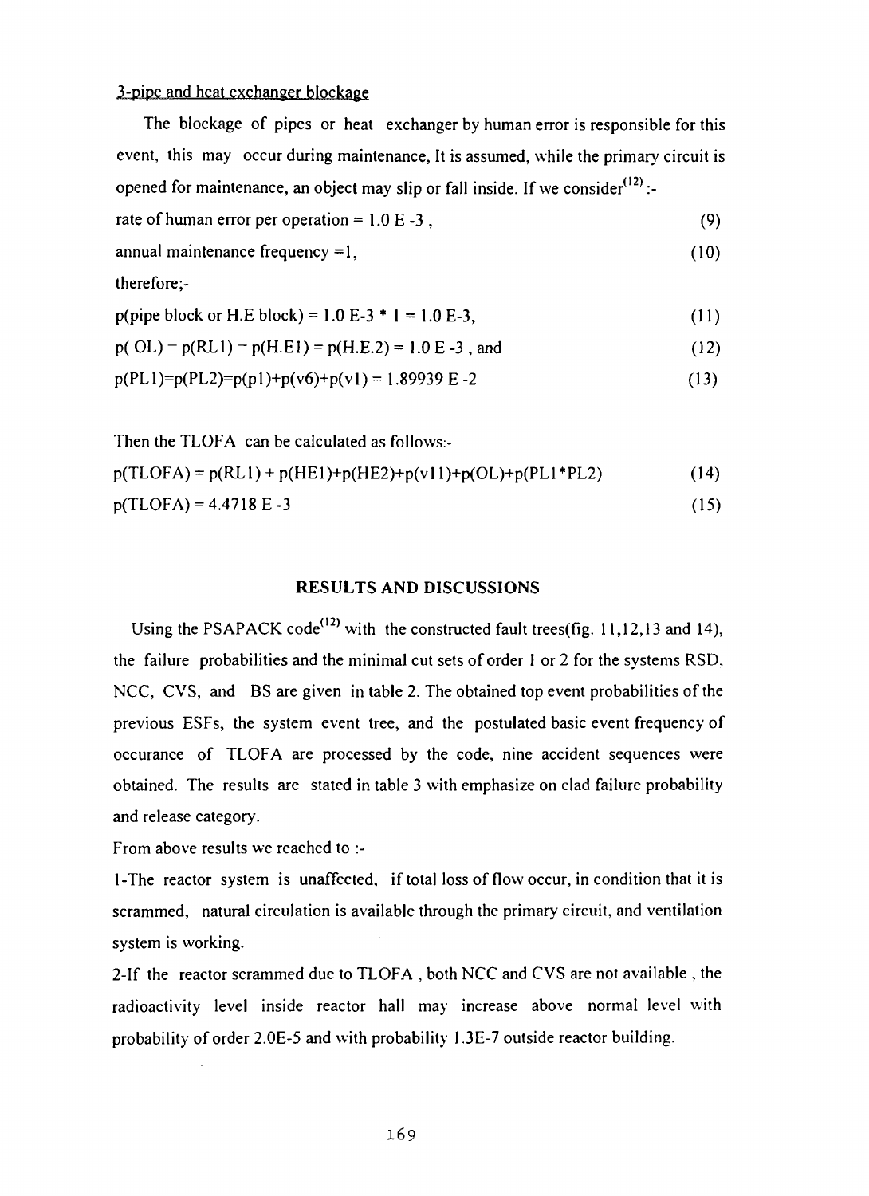3-pipe and heat exchanger blockage

The blockage of pipes or heat exchanger by human error is responsible for this event, this may occur during maintenance, It is assumed, while the primary circuit is opened for maintenance, an object may slip or fall inside. If we consider[12] :-

rate of human error per operation = 1.0 E -3 , (9)

annual maintenance frequency =1, (10)

therefore;-

p(pipe block or H.E block) = 1.0 E-3 * 1 = 1.0 E-3, (11)

p( OL) = p(RL1) = p(H.E1) = p(H.E.2) = 1.0 E -3 , and (12)

p(PL1)=p(PL2)=p(p1)+p(v6)+p(v1) = 1.89939 E -2 (13)

Then the TLOFA can be calculated as follows:-

p(TLOFA) = p(RL1) + p(HE1)+p(HE2)+p(v11)+p(OL)+p(PL1*PL2) (14)

p(TLOFA) = 4.4718 E -3 (15)

## RESULTS AND DISCUSSIONS

Using the PSAPACK code[12] with the constructed fault trees(fig. 11,12,13 and 14), the failure probabilities and the minimal cut sets of order 1 or 2 for the systems RSD, NCC, CVS, and BS are given in table 2. The obtained top event probabilities of the previous ESFs, the system event tree, and the postulated basic event frequency of occurance of TLOFA are processed by the code, nine accident sequences were obtained. The results are stated in table 3 with emphasize on clad failure probability and release category.

From above results we reached to :-

1-The reactor system is unaffected, if total loss of flow occur, in condition that it is scrammed, natural circulation is available through the primary circuit, and ventilation system is working.

2-If the reactor scrammed due to TLOFA , both NCC and CVS are not available , the radioactivity level inside reactor hall may increase above normal level with probability of order 2.0E-5 and with probability 1.3E-7 outside reactor building.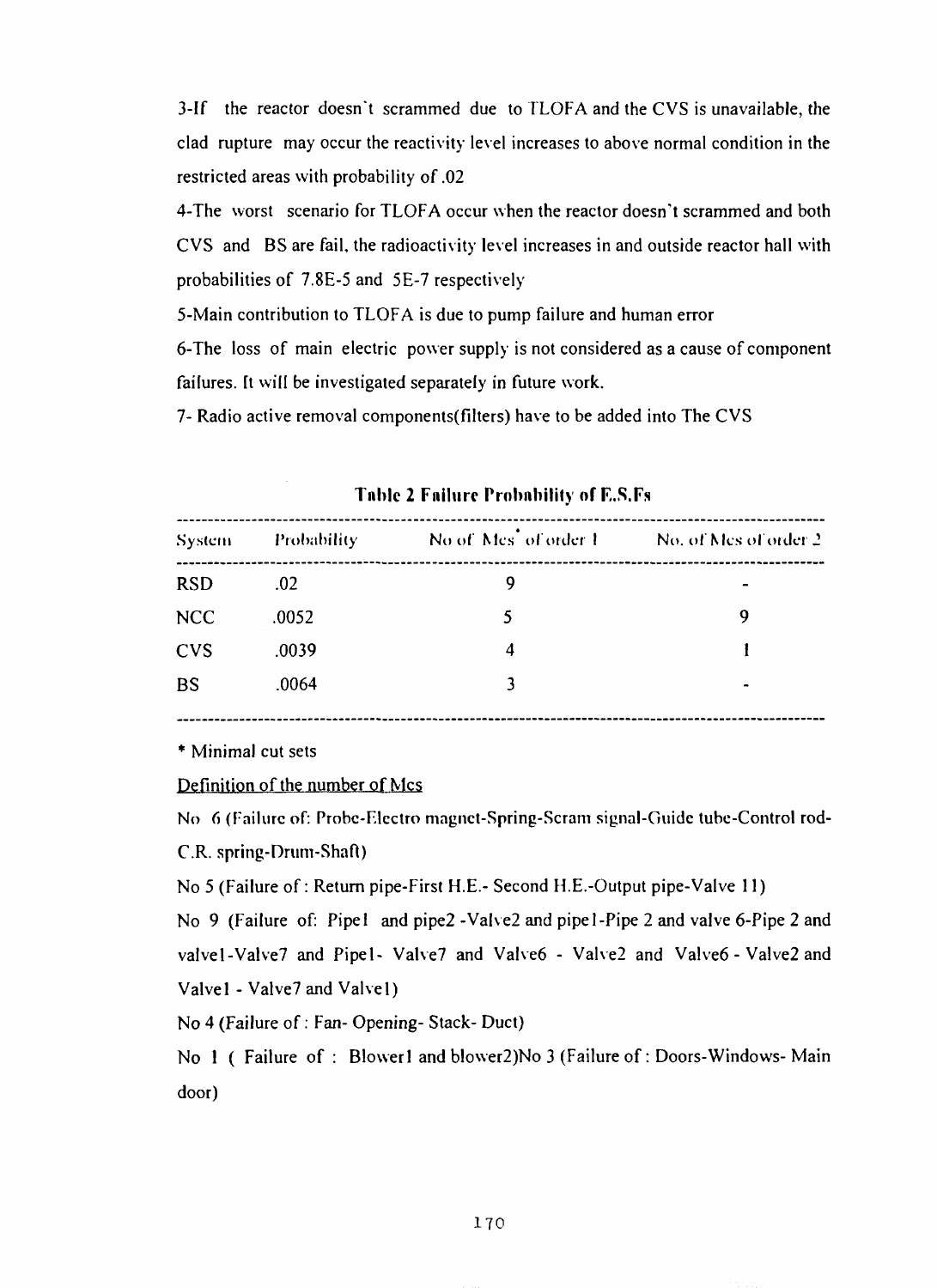3-If the reactor doesn't scrammed due to TLOFA and the CVS is unavailable, the clad rupture may occur the reactivity level increases to above normal condition in the restricted areas with probability of .02

4-The worst scenario for TLOFA occur when the reactor doesn't scrammed and both CVS and BS are fail, the radioactivity level increases in and outside reactor hall with probabilities of 7.8E-5 and 5E-7 respectively

5-Main contribution to TLOFA is due to pump failure and human error

6-The loss of main electric power supply is not considered as a cause of component failures. It will be investigated separately in future work.

7- Radio active removal components(filters) have to be added into The CVS

**Table 2 Failure Probability of E.S.Fs**

| System | Probability | No of Mcs* of order 1 | No. of Mcs of order 2 |
|---|---|---|---|
| RSD | .02 | 9 | - |
| NCC | .0052 | 5 | 9 |
| CVS | .0039 | 4 | 1 |
| BS | .0064 | 3 | - |

* Minimal cut sets

Definition of the number of Mcs

No 6 (Failure of: Probe-Electro magnet-Spring-Scram signal-Guide tube-Control rod-C.R. spring-Drum-Shaft)

No 5 (Failure of : Return pipe-First H.E.- Second H.E.-Output pipe-Valve 11)

No 9 (Failure of: Pipe1 and pipe2 -Valve2 and pipe1-Pipe 2 and valve 6-Pipe 2 and valve1-Valve7 and Pipe1- Valve7 and Valve6 - Valve2 and Valve6 - Valve2 and Valve1 - Valve7 and Valve1)

No 4 (Failure of : Fan- Opening- Stack- Duct)

No 1 ( Failure of : Blower1 and blower2)No 3 (Failure of : Doors-Windows- Main door)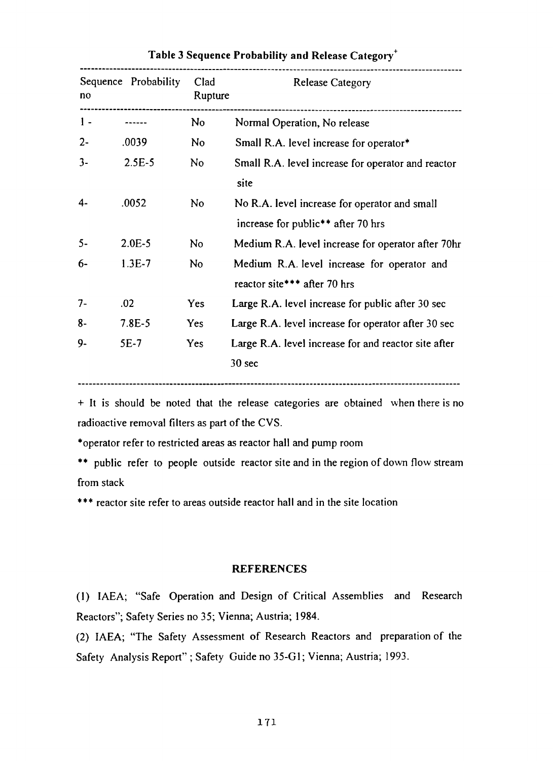**Table 3 Sequence Probability and Release Category[+]**

| Sequence no | Probability | Clad Rupture | Release Category |
|---|---|---|---|
| 1 - | ------ | No | Normal Operation, No release |
| 2- | .0039 | No | Small R.A. level increase for operator* |
| 3- | 2.5E-5 | No | Small R.A. level increase for operator and reactor site |
| 4- | .0052 | No | No R.A. level increase for operator and small increase for public** after 70 hrs |
| 5- | 2.0E-5 | No | Medium R.A. level increase for operator after 70hr |
| 6- | 1.3E-7 | No | Medium R.A. level increase for operator and reactor site*** after 70 hrs |
| 7- | .02 | Yes | Large R.A. level increase for public after 30 sec |
| 8- | 7.8E-5 | Yes | Large R.A. level increase for operator after 30 sec |
| 9- | 5E-7 | Yes | Large R.A. level increase for and reactor site after 30 sec |

+ It is should be noted that the release categories are obtained when there is no radioactive removal filters as part of the CVS.

*operator refer to restricted areas as reactor hall and pump room

** public refer to people outside reactor site and in the region of down flow stream from stack

*** reactor site refer to areas outside reactor hall and in the site location

## REFERENCES

(1) IAEA; "Safe Operation and Design of Critical Assemblies and Research Reactors"; Safety Series no 35; Vienna; Austria; 1984.

(2) IAEA; "The Safety Assessment of Research Reactors and preparation of the Safety Analysis Report" ; Safety Guide no 35-G1; Vienna; Austria; 1993.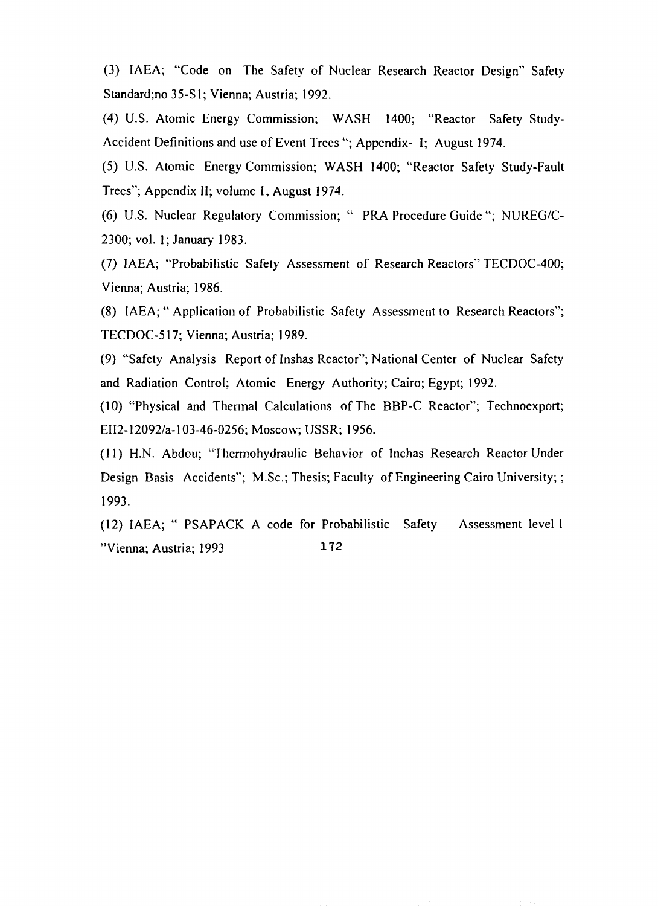(3) IAEA; "Code on The Safety of Nuclear Research Reactor Design" Safety Standard;no 35-S1; Vienna; Austria; 1992.

(4) U.S. Atomic Energy Commission; WASH 1400; "Reactor Safety Study-Accident Definitions and use of Event Trees "; Appendix- I; August 1974.

(5) U.S. Atomic Energy Commission; WASH 1400; "Reactor Safety Study-Fault Trees"; Appendix II; volume I, August 1974.

(6) U.S. Nuclear Regulatory Commission; " PRA Procedure Guide "; NUREG/C-2300; vol. 1; January 1983.

(7) IAEA; "Probabilistic Safety Assessment of Research Reactors" TECDOC-400; Vienna; Austria; 1986.

(8) IAEA; " Application of Probabilistic Safety Assessment to Research Reactors"; TECDOC-517; Vienna; Austria; 1989.

(9) "Safety Analysis Report of Inshas Reactor"; National Center of Nuclear Safety and Radiation Control; Atomic Energy Authority; Cairo; Egypt; 1992.

(10) "Physical and Thermal Calculations of The BBP-C Reactor"; Technoexport; EII2-12092/a-103-46-0256; Moscow; USSR; 1956.

(11) H.N. Abdou; "Thermohydraulic Behavior of Inchas Research Reactor Under Design Basis Accidents"; M.Sc.; Thesis; Faculty of Engineering Cairo University; ; 1993.

(12) IAEA; " PSAPACK A code for Probabilistic Safety Assessment level 1 "Vienna; Austria; 1993